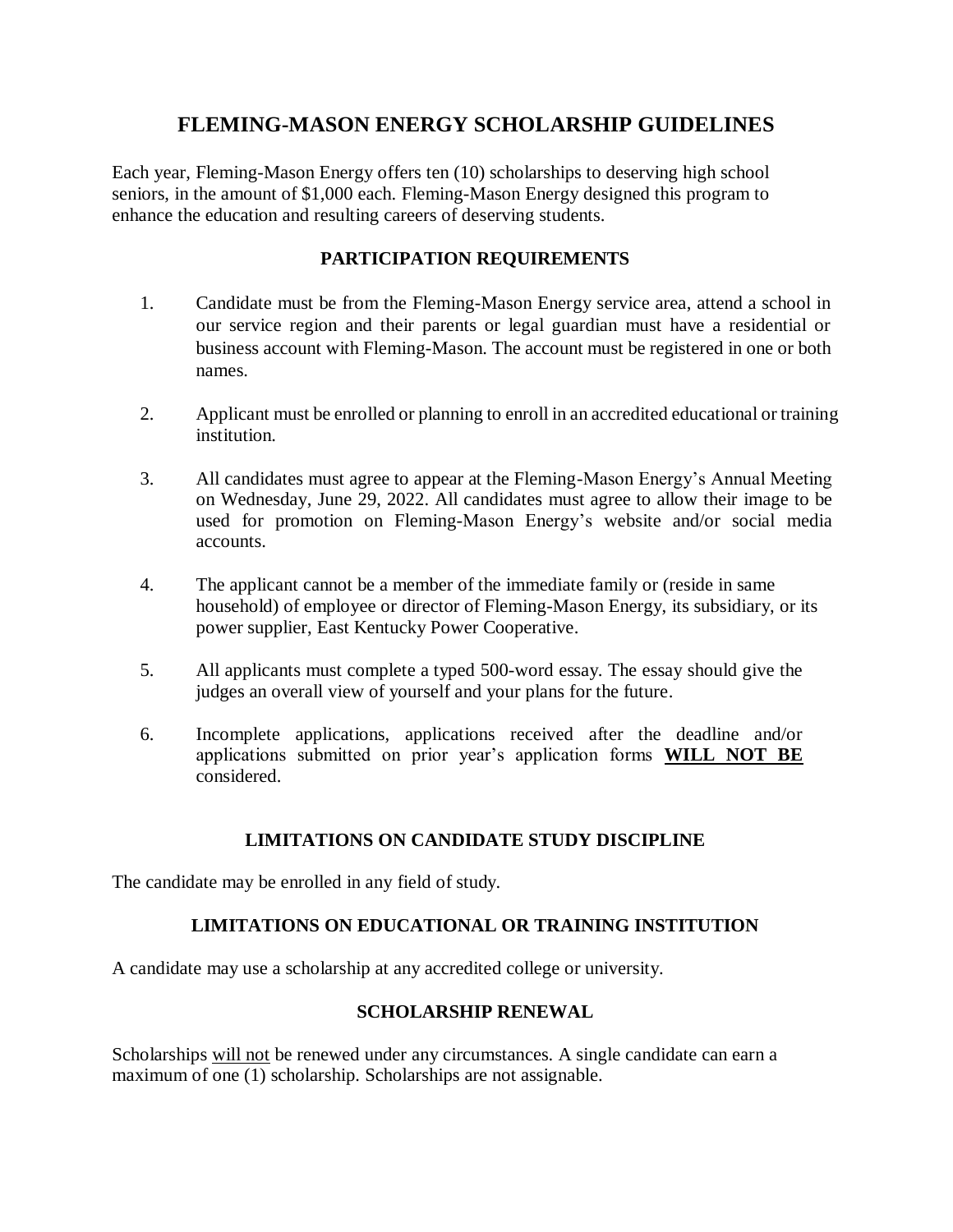# FLEMING-MASON ENERGY SCHOLARSHIP GUIDELINES

Each year, Fleming-Mason Energy offers ten (10) scholarships to deserving high school seniors, in the amount of $1,000 each. Fleming-Mason Energy designed this program to enhance the education and resulting careers of deserving students.

## PARTICIPATION REQUIREMENTS

1. Candidate must be from the Fleming-Mason Energy service area, attend a school in our service region and their parents or legal guardian must have a residential or business account with Fleming-Mason. The account must be registered in one or both names.

2. Applicant must be enrolled or planning to enroll in an accredited educational or training institution.

3. All candidates must agree to appear at the Fleming-Mason Energy's Annual Meeting on Wednesday, June 29, 2022. All candidates must agree to allow their image to be used for promotion on Fleming-Mason Energy's website and/or social media accounts.

4. The applicant cannot be a member of the immediate family or (reside in same household) of employee or director of Fleming-Mason Energy, its subsidiary, or its power supplier, East Kentucky Power Cooperative.

5. All applicants must complete a typed 500-word essay. The essay should give the judges an overall view of yourself and your plans for the future.

6. Incomplete applications, applications received after the deadline and/or applications submitted on prior year's application forms **WILL NOT BE** considered.

## LIMITATIONS ON CANDIDATE STUDY DISCIPLINE

The candidate may be enrolled in any field of study.

## LIMITATIONS ON EDUCATIONAL OR TRAINING INSTITUTION

A candidate may use a scholarship at any accredited college or university.

## SCHOLARSHIP RENEWAL

Scholarships will not be renewed under any circumstances. A single candidate can earn a maximum of one (1) scholarship. Scholarships are not assignable.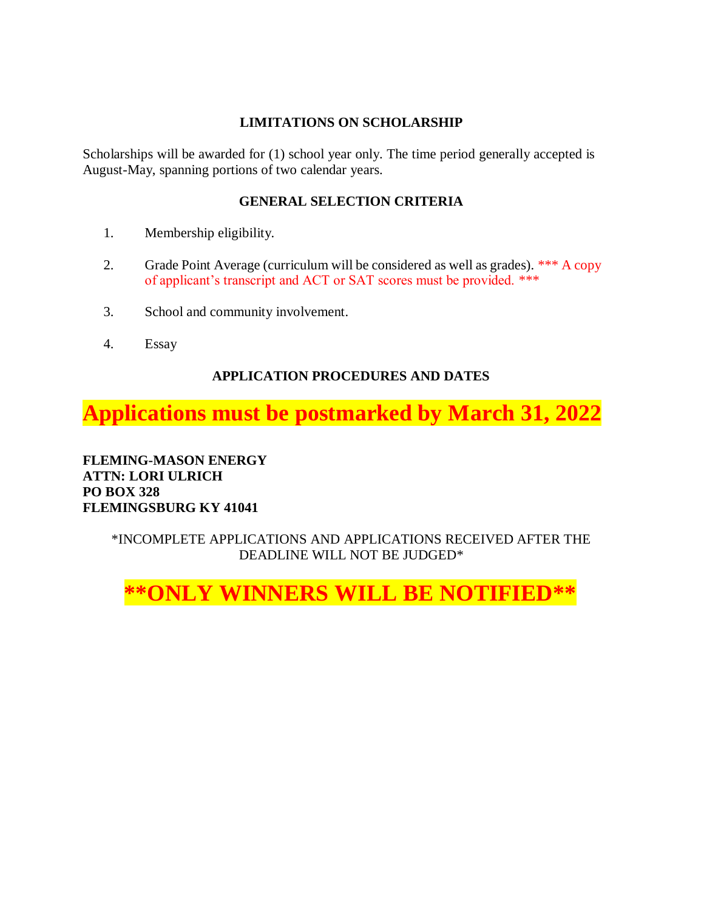## LIMITATIONS ON SCHOLARSHIP

Scholarships will be awarded for (1) school year only. The time period generally accepted is August-May, spanning portions of two calendar years.

## GENERAL SELECTION CRITERIA

1. Membership eligibility.

2. Grade Point Average (curriculum will be considered as well as grades). *** A copy of applicant's transcript and ACT or SAT scores must be provided. ***

3. School and community involvement.

4. Essay

## APPLICATION PROCEDURES AND DATES

# Applications must be postmarked by March 31, 2022

**FLEMING-MASON ENERGY**
**ATTN: LORI ULRICH**
**PO BOX 328**
**FLEMINGSBURG KY 41041**

*INCOMPLETE APPLICATIONS AND APPLICATIONS RECEIVED AFTER THE DEADLINE WILL NOT BE JUDGED*

# **ONLY WINNERS WILL BE NOTIFIED**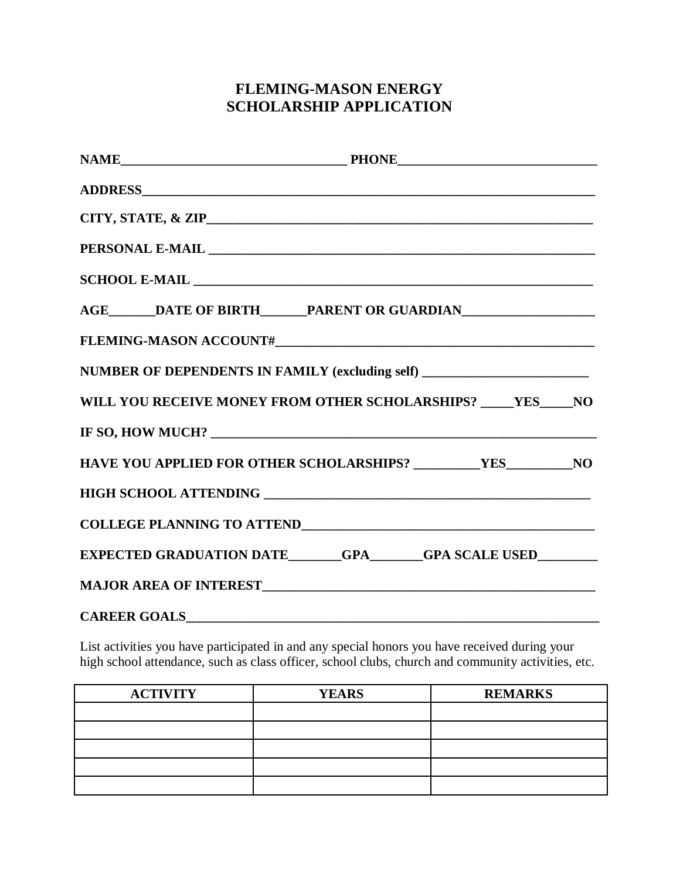# FLEMING-MASON ENERGY
# SCHOLARSHIP APPLICATION

**NAME**_________________________________ **PHONE**_____________________________

**ADDRESS**______________________________________________________________________

**CITY, STATE, & ZIP**___________________________________________________________

**PERSONAL E-MAIL** _____________________________________________________________

**SCHOLL E-MAIL** _______________________________________________________________

**AGE**______**DATE OF BIRTH**______**PARENT OR GUARDIAN**___________________

**FLEMING-MASON ACCOUNT#**_______________________________________________________

**NUMBER OF DEPENDENTS IN FAMILY (excluding self)** ________________________

**WILL YOU RECEIVE MONEY FROM OTHER SCHOLARSHIPS?** _____**YES**_____**NO**

**IF SO, HOW MUCH?** ____________________________________________________________

**HAVE YOU APPLIED FOR OTHER SCHOLARSHIPS?** _________**YES**_________**NO**

**HIGH SCHOOL ATTENDING** _______________________________________________

**COLLEGE PLANNING TO ATTEND**___________________________________________

**EXPECTED GRADUATION DATE**_______**GPA**_______**GPA SCALE USED**________

**MAJOR AREA OF INTEREST**________________________________________________

**CAREER GOALS**_________________________________________________________

List activities you have participated in and any special honors you have received during your high school attendance, such as class officer, school clubs, church and community activities, etc.

| ACTIVITY | YEARS | REMARKS |
|---|---|---|
| | | |
| | | |
| | | |
| | | |
| | | |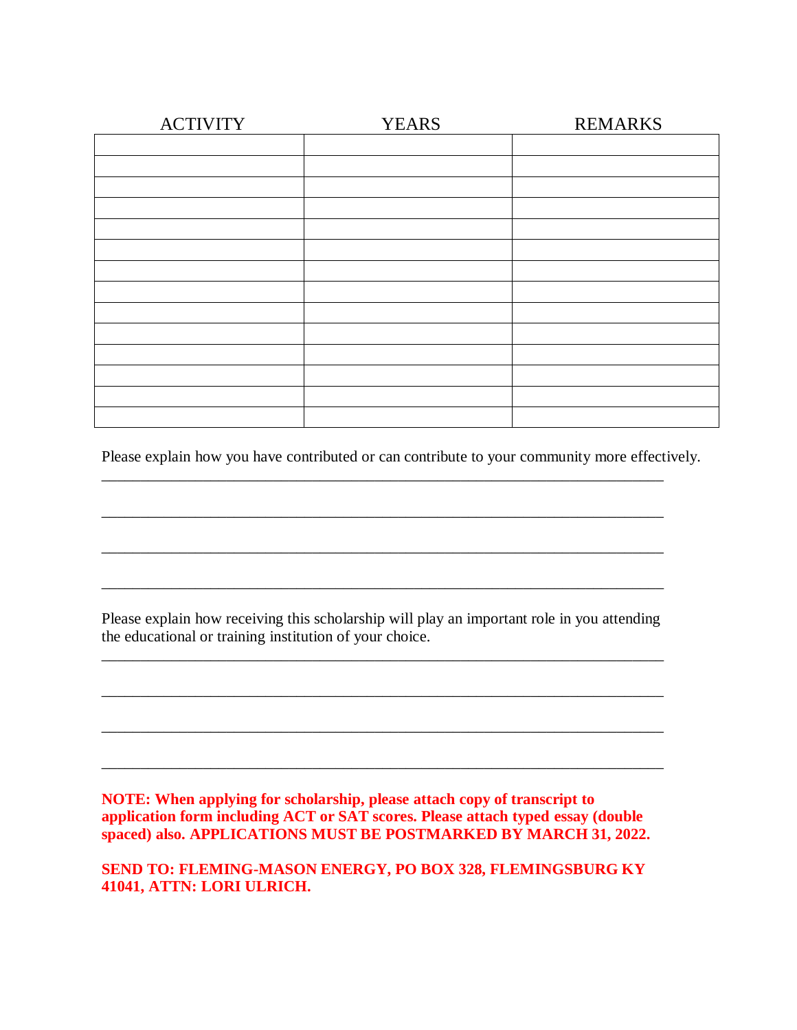| ACTIVITY | YEARS | REMARKS |
|---|---|---|
| | | |
| | | |
| | | |
| | | |
| | | |
| | | |
| | | |
| | | |
| | | |
| | | |
| | | |
| | | |
| | | |
| | | |

Please explain how you have contributed or can contribute to your community more effectively.

______________________________________________________________________

______________________________________________________________________

______________________________________________________________________

______________________________________________________________________

Please explain how receiving this scholarship will play an important role in you attending the educational or training institution of your choice.

______________________________________________________________________

______________________________________________________________________

______________________________________________________________________

______________________________________________________________________

**NOTE: When applying for scholarship, please attach copy of transcript to application form including ACT or SAT scores. Please attach typed essay (double spaced) also. APPLICATIONS MUST BE POSTMARKED BY MARCH 31, 2022.**

**SEND TO: FLEMING-MASON ENERGY, PO BOX 328, FLEMINGSBURG KY 41041, ATTN: LORI ULRICH.**